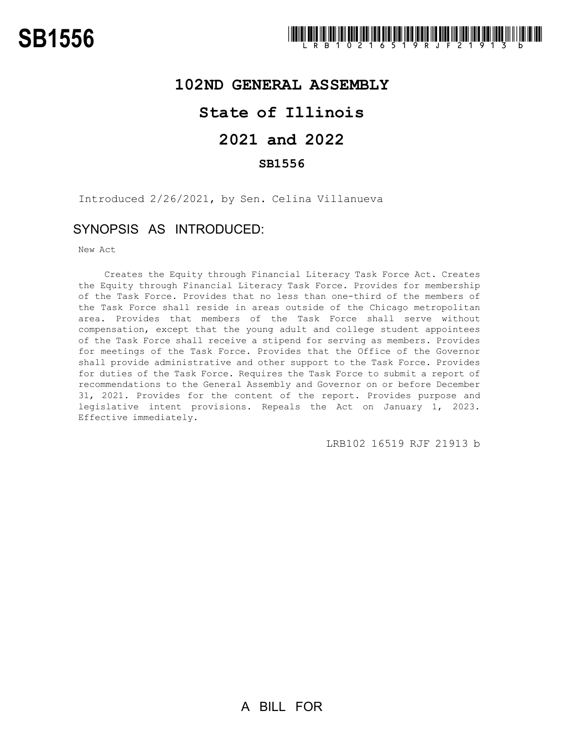# SB1556

LRB102 16519 RJF 21913 b

## 102ND GENERAL ASSEMBLY

## State of Illinois

## 2021 and 2022

### SB1556

Introduced 2/26/2021, by Sen. Celina Villanueva

## SYNOPSIS AS INTRODUCED:

New Act

Creates the Equity through Financial Literacy Task Force Act. Creates the Equity through Financial Literacy Task Force. Provides for membership of the Task Force. Provides that no less than one-third of the members of the Task Force shall reside in areas outside of the Chicago metropolitan area. Provides that members of the Task Force shall serve without compensation, except that the young adult and college student appointees of the Task Force shall receive a stipend for serving as members. Provides for meetings of the Task Force. Provides that the Office of the Governor shall provide administrative and other support to the Task Force. Provides for duties of the Task Force. Requires the Task Force to submit a report of recommendations to the General Assembly and Governor on or before December 31, 2021. Provides for the content of the report. Provides purpose and legislative intent provisions. Repeals the Act on January 1, 2023. Effective immediately.

LRB102 16519 RJF 21913 b

A BILL FOR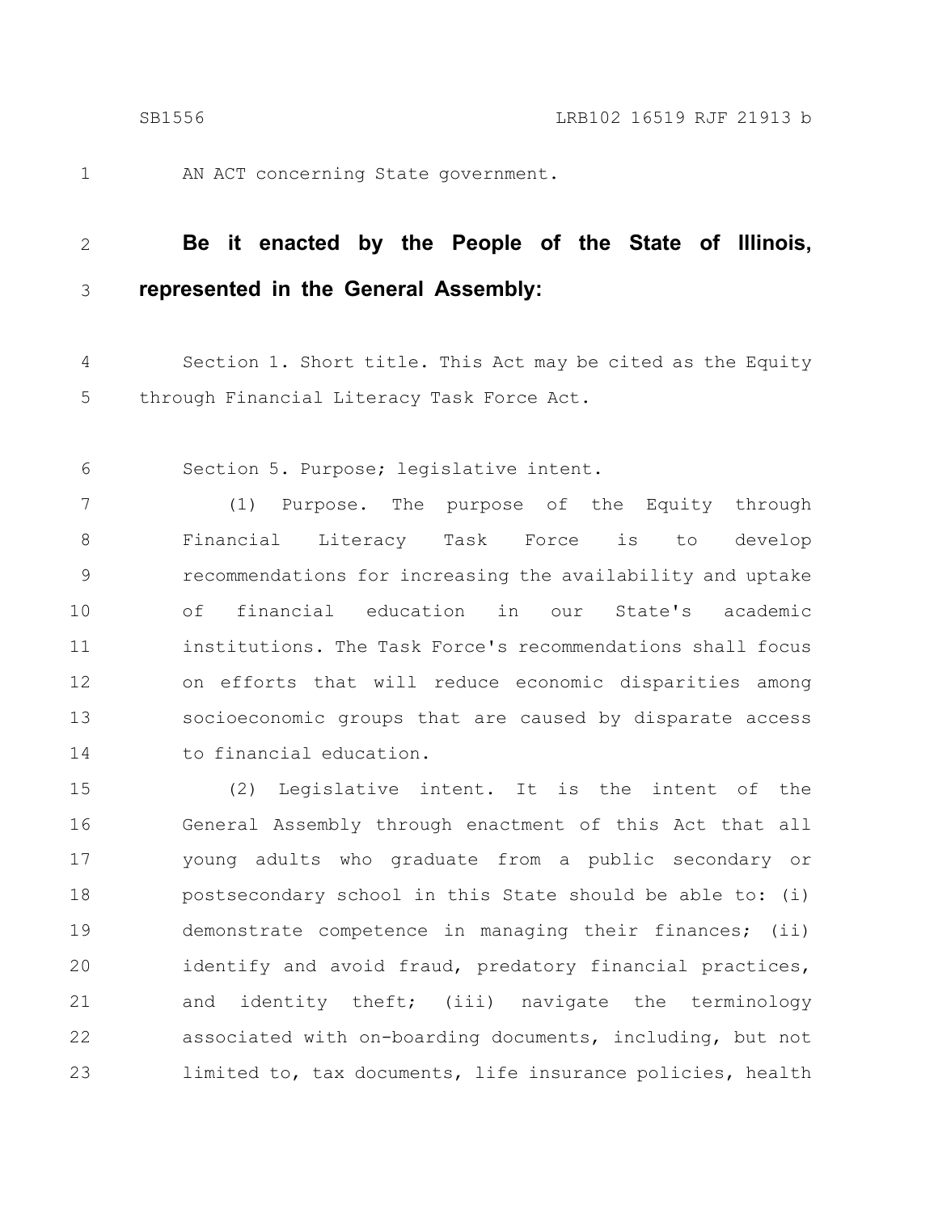AN ACT concerning State government.

**Be it enacted by the People of the State of Illinois, represented in the General Assembly:**

Section 1. Short title. This Act may be cited as the Equity through Financial Literacy Task Force Act.

Section 5. Purpose; legislative intent.

(1) Purpose. The purpose of the Equity through Financial Literacy Task Force is to develop recommendations for increasing the availability and uptake of financial education in our State's academic institutions. The Task Force's recommendations shall focus on efforts that will reduce economic disparities among socioeconomic groups that are caused by disparate access to financial education.

(2) Legislative intent. It is the intent of the General Assembly through enactment of this Act that all young adults who graduate from a public secondary or postsecondary school in this State should be able to: (i) demonstrate competence in managing their finances; (ii) identify and avoid fraud, predatory financial practices, and identity theft; (iii) navigate the terminology associated with on-boarding documents, including, but not limited to, tax documents, life insurance policies, health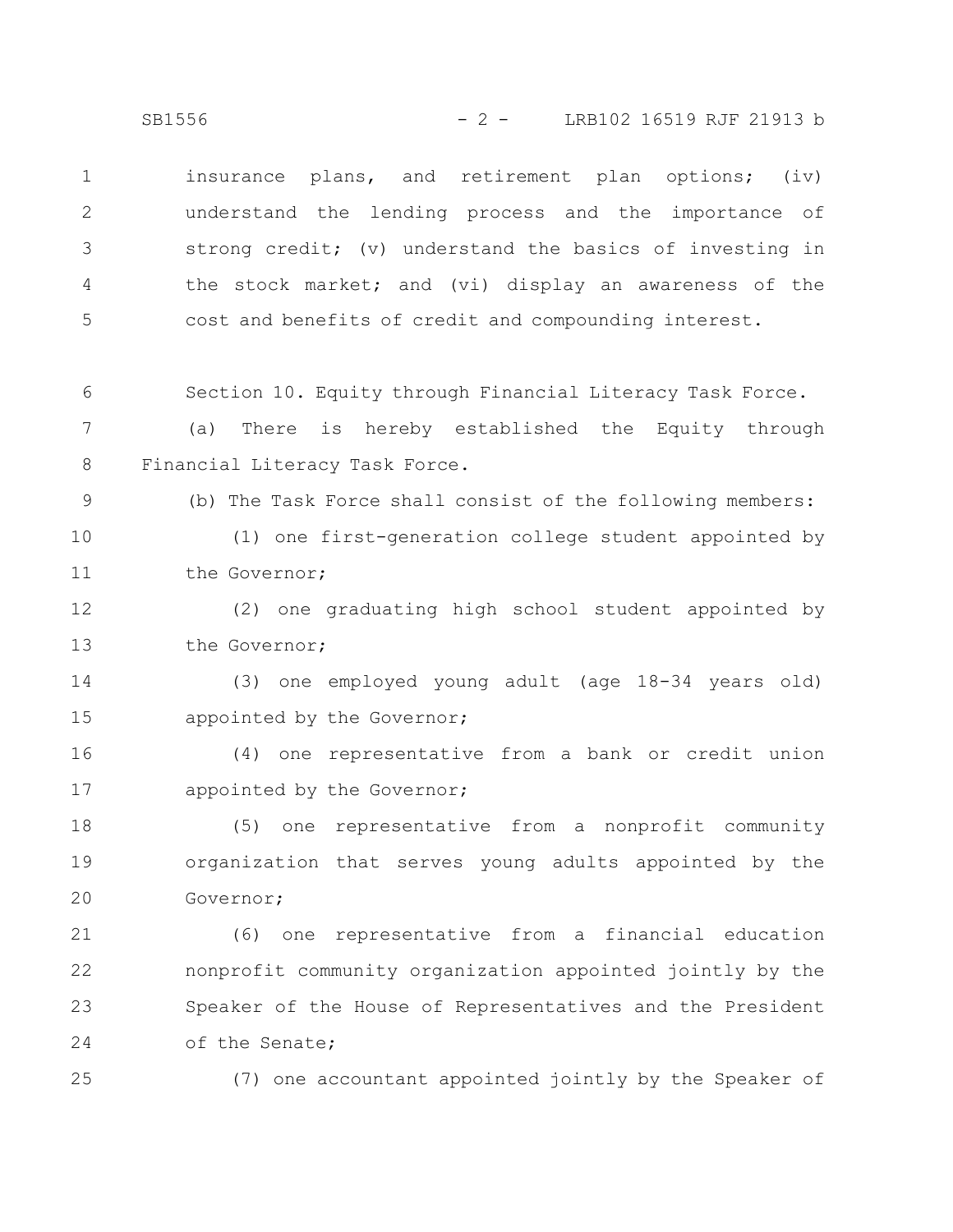insurance plans, and retirement plan options; (iv) understand the lending process and the importance of strong credit; (v) understand the basics of investing in the stock market; and (vi) display an awareness of the cost and benefits of credit and compounding interest.

Section 10. Equity through Financial Literacy Task Force.

(a) There is hereby established the Equity through Financial Literacy Task Force.

(b) The Task Force shall consist of the following members:

(1) one first-generation college student appointed by the Governor;

(2) one graduating high school student appointed by the Governor;

(3) one employed young adult (age 18-34 years old) appointed by the Governor;

(4) one representative from a bank or credit union appointed by the Governor;

(5) one representative from a nonprofit community organization that serves young adults appointed by the Governor;

(6) one representative from a financial education nonprofit community organization appointed jointly by the Speaker of the House of Representatives and the President of the Senate;

(7) one accountant appointed jointly by the Speaker of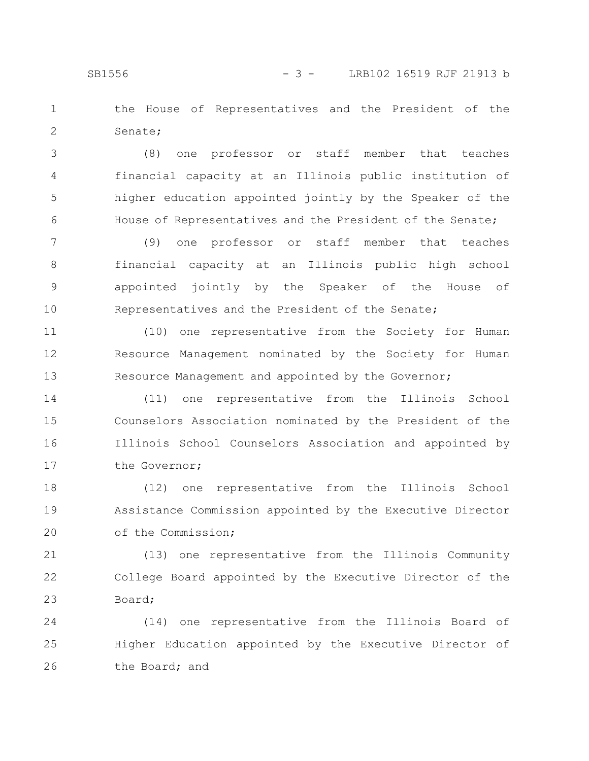the House of Representatives and the President of the Senate;

(8) one professor or staff member that teaches financial capacity at an Illinois public institution of higher education appointed jointly by the Speaker of the House of Representatives and the President of the Senate;

(9) one professor or staff member that teaches financial capacity at an Illinois public high school appointed jointly by the Speaker of the House of Representatives and the President of the Senate;

(10) one representative from the Society for Human Resource Management nominated by the Society for Human Resource Management and appointed by the Governor;

(11) one representative from the Illinois School Counselors Association nominated by the President of the Illinois School Counselors Association and appointed by the Governor;

(12) one representative from the Illinois School Assistance Commission appointed by the Executive Director of the Commission;

(13) one representative from the Illinois Community College Board appointed by the Executive Director of the Board;

(14) one representative from the Illinois Board of Higher Education appointed by the Executive Director of the Board; and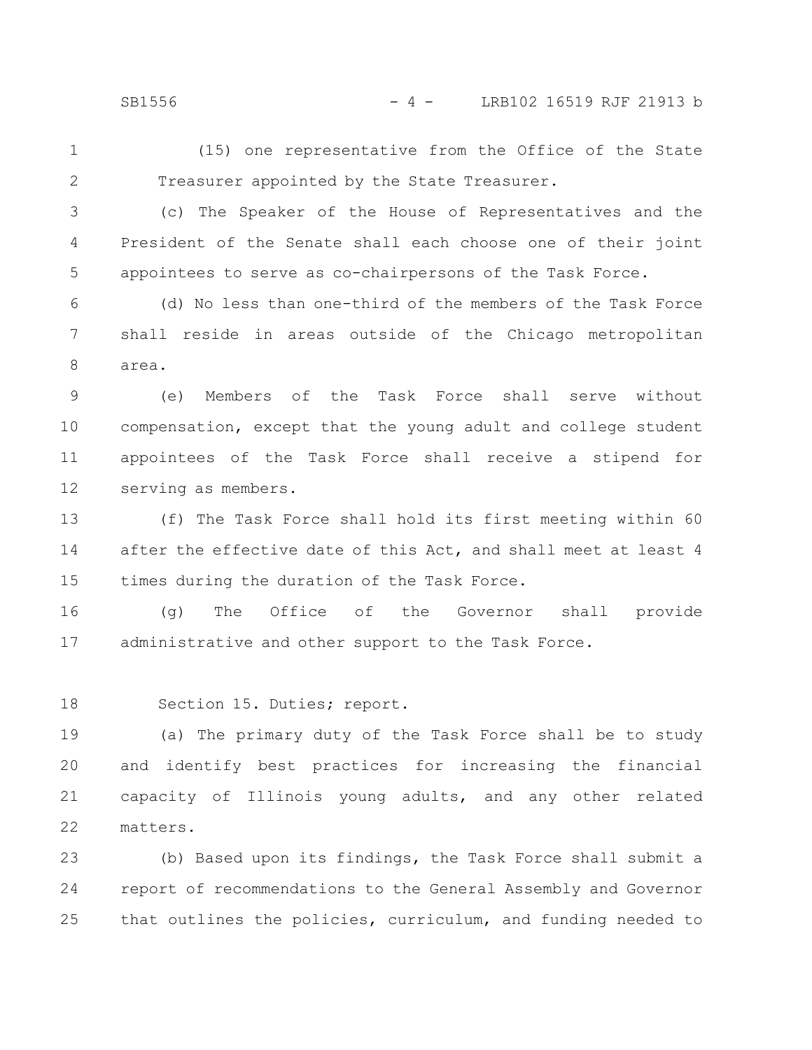(15) one representative from the Office of the State Treasurer appointed by the State Treasurer.

(c) The Speaker of the House of Representatives and the President of the Senate shall each choose one of their joint appointees to serve as co-chairpersons of the Task Force.

(d) No less than one-third of the members of the Task Force shall reside in areas outside of the Chicago metropolitan area.

(e) Members of the Task Force shall serve without compensation, except that the young adult and college student appointees of the Task Force shall receive a stipend for serving as members.

(f) The Task Force shall hold its first meeting within 60 after the effective date of this Act, and shall meet at least 4 times during the duration of the Task Force.

(g) The Office of the Governor shall provide administrative and other support to the Task Force.

Section 15. Duties; report.

(a) The primary duty of the Task Force shall be to study and identify best practices for increasing the financial capacity of Illinois young adults, and any other related matters.

(b) Based upon its findings, the Task Force shall submit a report of recommendations to the General Assembly and Governor that outlines the policies, curriculum, and funding needed to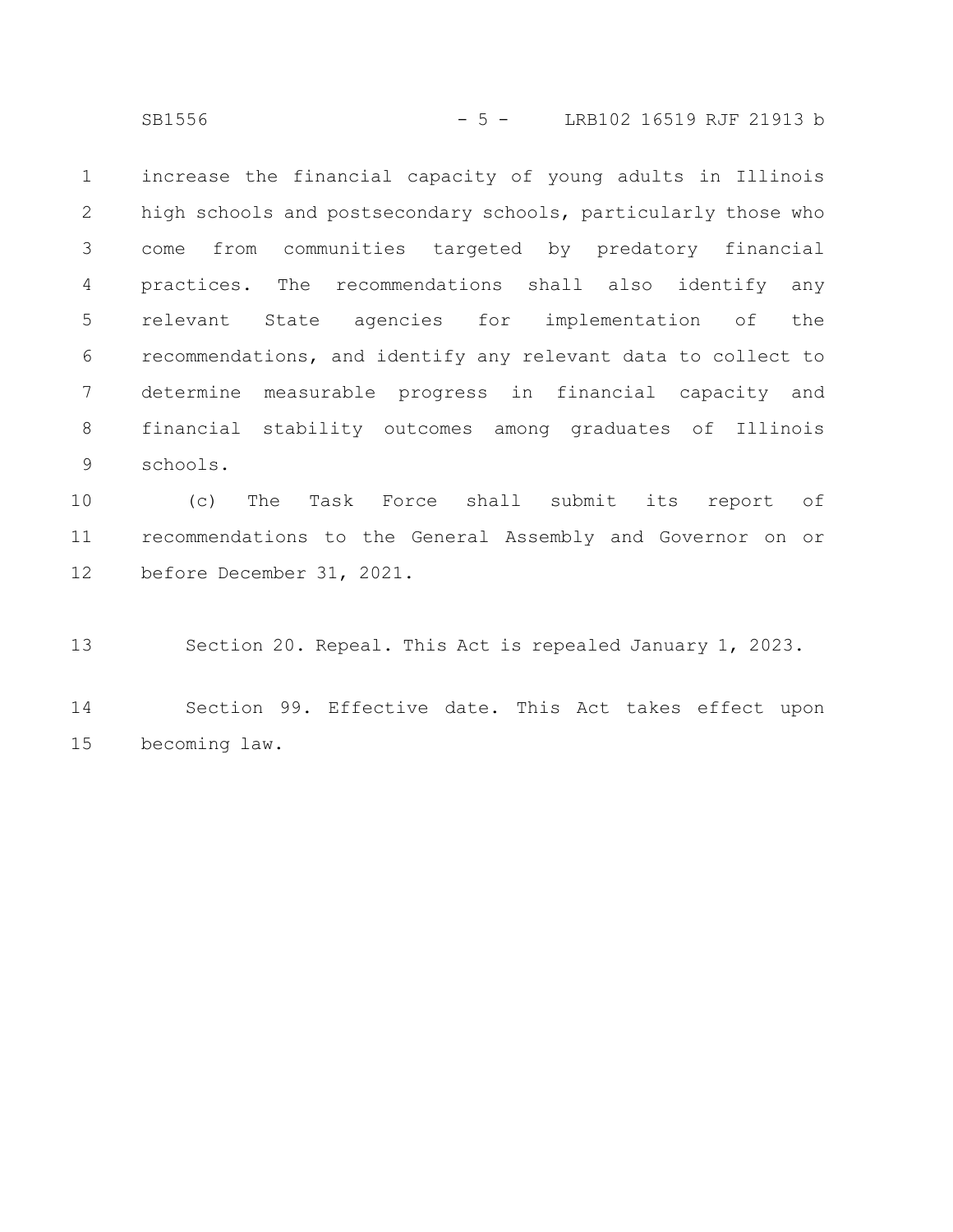increase the financial capacity of young adults in Illinois high schools and postsecondary schools, particularly those who come from communities targeted by predatory financial practices. The recommendations shall also identify any relevant State agencies for implementation of the recommendations, and identify any relevant data to collect to determine measurable progress in financial capacity and financial stability outcomes among graduates of Illinois schools.

(c) The Task Force shall submit its report of recommendations to the General Assembly and Governor on or before December 31, 2021.

Section 20. Repeal. This Act is repealed January 1, 2023.

Section 99. Effective date. This Act takes effect upon becoming law.